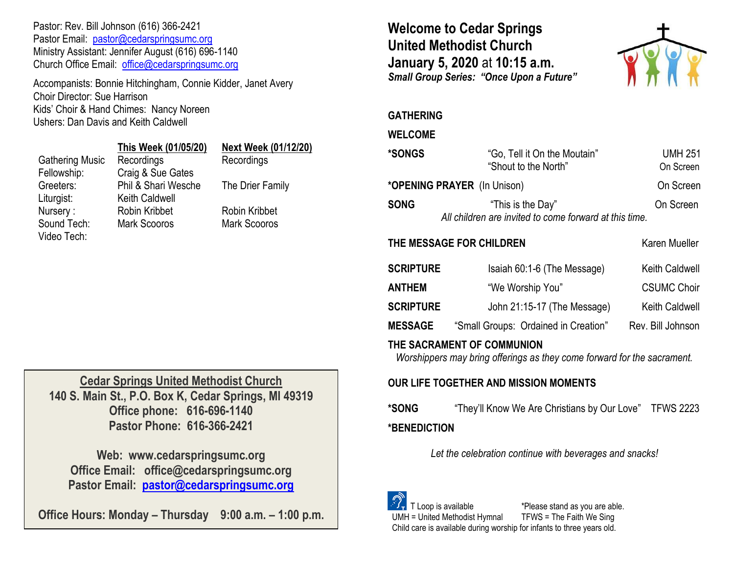Pastor: Rev. Bill Johnson (616) 366-2421
Pastor Email: pastor@cedarspringsumc.org
Ministry Assistant: Jennifer August (616) 696-1140
Church Office Email: office@cedarspringsumc.org

Accompanists: Bonnie Hitchingham, Connie Kidder, Janet Avery
Choir Director: Sue Harrison
Kids' Choir & Hand Chimes: Nancy Noreen
Ushers: Dan Davis and Keith Caldwell

| | This Week (01/05/20) | Next Week (01/12/20) |
|---|---|---|
| Gathering Music | Recordings | Recordings |
| Fellowship: | Craig & Sue Gates | |
| Greeters: | Phil & Shari Wesche | The Drier Family |
| Liturgist: | Keith Caldwell | |
| Nursery : | Robin Kribbet | Robin Kribbet |
| Sound Tech: | Mark Scooros | Mark Scooros |
| Video Tech: | | |

**Cedar Springs United Methodist Church**
**140 S. Main St., P.O. Box K, Cedar Springs, MI 49319**
**Office phone: 616-696-1140**
**Pastor Phone: 616-366-2421**

**Web: www.cedarspringsumc.org**
**Office Email: office@cedarspringsumc.org**
**Pastor Email: pastor@cedarspringsumc.org**

**Office Hours: Monday – Thursday 9:00 a.m. – 1:00 p.m.**

# Welcome to Cedar Springs United Methodist Church
# January 5, 2020 at 10:15 a.m.

***Small Group Series: "Once Upon a Future"***

**GATHERING**

**WELCOME**

**\*SONGS** "Go, Tell it On the Moutain" UMH 251
"Shout to the North" On Screen

**\*OPENING PRAYER** (In Unison) On Screen

**SONG** "This is the Day" On Screen
*All children are invited to come forward at this time.*

**THE MESSAGE FOR CHILDREN** Karen Mueller

**SCRIPTURE** Isaiah 60:1-6 (The Message) Keith Caldwell

**ANTHEM** "We Worship You" CSUMC Choir

**SCRIPTURE** John 21:15-17 (The Message) Keith Caldwell

**MESSAGE** "Small Groups: Ordained in Creation" Rev. Bill Johnson

**THE SACRAMENT OF COMMUNION**
*Worshippers may bring offerings as they come forward for the sacrament.*

**OUR LIFE TOGETHER AND MISSION MOMENTS**

**\*SONG** "They'll Know We Are Christians by Our Love" TFWS 2223

**\*BENEDICTION**

*Let the celebration continue with beverages and snacks!*

T Loop is available *Please stand as you are able.
UMH = United Methodist Hymnal TFWS = The Faith We Sing
Child care is available during worship for infants to three years old.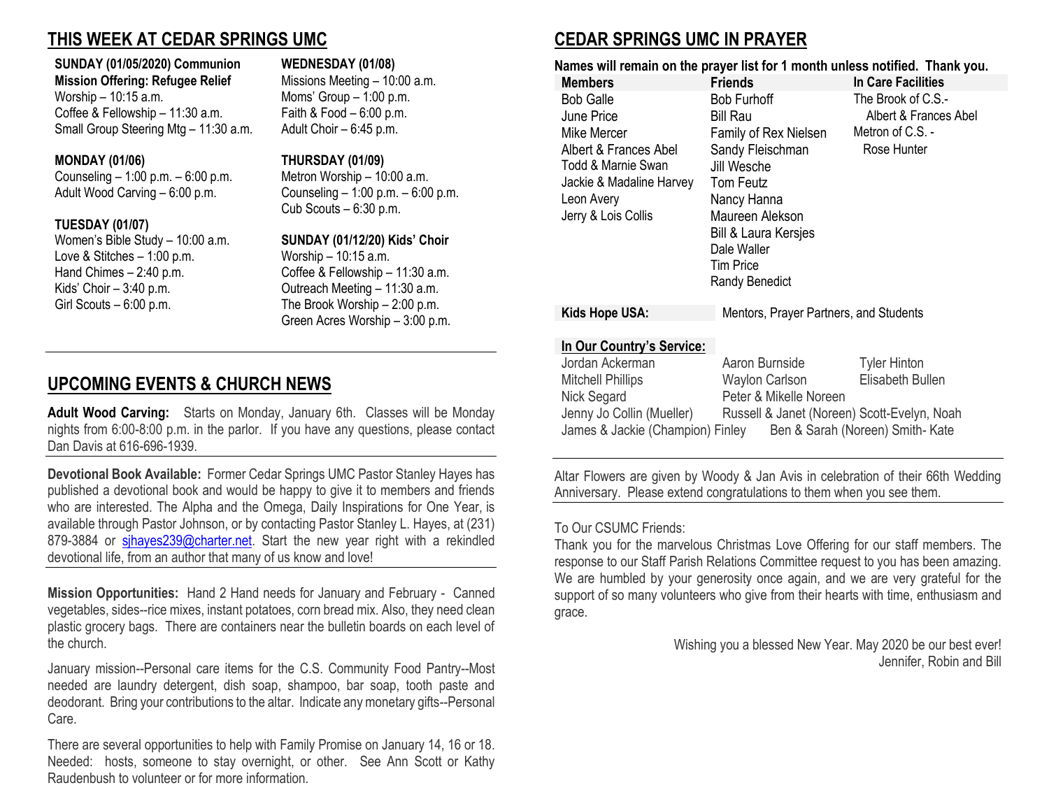## THIS WEEK AT CEDAR SPRINGS UMC

**SUNDAY (01/05/2020) Communion**
**Mission Offering: Refugee Relief**
Worship – 10:15 a.m.
Coffee & Fellowship – 11:30 a.m.
Small Group Steering Mtg – 11:30 a.m.

**MONDAY (01/06)**
Counseling – 1:00 p.m. – 6:00 p.m.
Adult Wood Carving – 6:00 p.m.

**TUESDAY (01/07)**
Women's Bible Study – 10:00 a.m.
Love & Stitches – 1:00 p.m.
Hand Chimes – 2:40 p.m.
Kids' Choir – 3:40 p.m.
Girl Scouts – 6:00 p.m.

**WEDNESDAY (01/08)**
Missions Meeting – 10:00 a.m.
Moms' Group – 1:00 p.m.
Faith & Food – 6:00 p.m.
Adult Choir – 6:45 p.m.

**THURSDAY (01/09)**
Metron Worship – 10:00 a.m.
Counseling – 1:00 p.m. – 6:00 p.m.
Cub Scouts – 6:30 p.m.

**SUNDAY (01/12/20) Kids' Choir**
Worship – 10:15 a.m.
Coffee & Fellowship – 11:30 a.m.
Outreach Meeting – 11:30 a.m.
The Brook Worship – 2:00 p.m.
Green Acres Worship – 3:00 p.m.

## UPCOMING EVENTS & CHURCH NEWS

**Adult Wood Carving:** Starts on Monday, January 6th. Classes will be Monday nights from 6:00-8:00 p.m. in the parlor. If you have any questions, please contact Dan Davis at 616-696-1939.

**Devotional Book Available:** Former Cedar Springs UMC Pastor Stanley Hayes has published a devotional book and would be happy to give it to members and friends who are interested. The Alpha and the Omega, Daily Inspirations for One Year, is available through Pastor Johnson, or by contacting Pastor Stanley L. Hayes, at (231) 879-3884 or sjhayes239@charter.net. Start the new year right with a rekindled devotional life, from an author that many of us know and love!

**Mission Opportunities:** Hand 2 Hand needs for January and February - Canned vegetables, sides--rice mixes, instant potatoes, corn bread mix. Also, they need clean plastic grocery bags. There are containers near the bulletin boards on each level of the church.

January mission--Personal care items for the C.S. Community Food Pantry--Most needed are laundry detergent, dish soap, shampoo, bar soap, tooth paste and deodorant. Bring your contributions to the altar. Indicate any monetary gifts--Personal Care.

There are several opportunities to help with Family Promise on January 14, 16 or 18. Needed: hosts, someone to stay overnight, or other. See Ann Scott or Kathy Raudenbush to volunteer or for more information.

## CEDAR SPRINGS UMC IN PRAYER

**Names will remain on the prayer list for 1 month unless notified. Thank you.**

| Members | Friends | In Care Facilities |
|---|---|---|
| Bob Galle | Bob Furhoff | The Brook of C.S.- Albert & Frances Abel |
| June Price | Bill Rau | Metron of C.S. - Rose Hunter |
| Mike Mercer | Family of Rex Nielsen | |
| Albert & Frances Abel | Sandy Fleischman | |
| Todd & Marnie Swan | Jill Wesche | |
| Jackie & Madaline Harvey | Tom Feutz | |
| Leon Avery | Nancy Hanna | |
| Jerry & Lois Collis | Maureen Alekson | |
| | Bill & Laura Kersjes | |
| | Dale Waller | |
| | Tim Price | |
| | Randy Benedict | |

**Kids Hope USA:** Mentors, Prayer Partners, and Students

**In Our Country's Service:**

Jordan Ackerman, Aaron Burnside, Tyler Hinton, Mitchell Phillips, Waylon Carlson, Elisabeth Bullen, Nick Segard, Peter & Mikelle Noreen, Jenny Jo Collin (Mueller), Russell & Janet (Noreen) Scott-Evelyn, Noah, James & Jackie (Champion) Finley, Ben & Sarah (Noreen) Smith- Kate

Altar Flowers are given by Woody & Jan Avis in celebration of their 66th Wedding Anniversary. Please extend congratulations to them when you see them.

To Our CSUMC Friends:

Thank you for the marvelous Christmas Love Offering for our staff members. The response to our Staff Parish Relations Committee request to you has been amazing. We are humbled by your generosity once again, and we are very grateful for the support of so many volunteers who give from their hearts with time, enthusiasm and grace.

Wishing you a blessed New Year. May 2020 be our best ever!
Jennifer, Robin and Bill